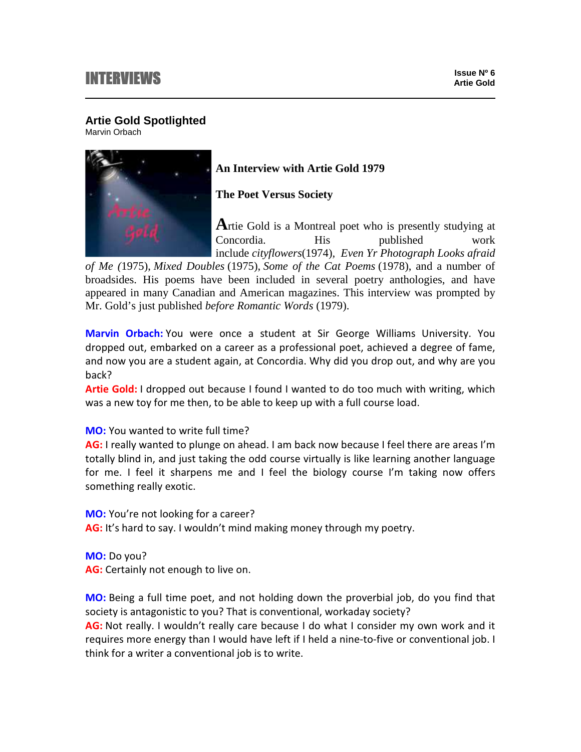# INTERVIEWS

Issue Nº 6
Artie Gold

## Artie Gold Spotlighted

Marvin Orbach

### An Interview with Artie Gold 1979

### The Poet Versus Society

Artie Gold is a Montreal poet who is presently studying at Concordia. His published work include *cityflowers*(1974), *Even Yr Photograph Looks afraid of Me (*1975), *Mixed Doubles* (1975), *Some of the Cat Poems* (1978), and a number of broadsides. His poems have been included in several poetry anthologies, and have appeared in many Canadian and American magazines. This interview was prompted by Mr. Gold's just published *before Romantic Words* (1979).

**Marvin Orbach:** You were once a student at Sir George Williams University. You dropped out, embarked on a career as a professional poet, achieved a degree of fame, and now you are a student again, at Concordia. Why did you drop out, and why are you back?

**Artie Gold:** I dropped out because I found I wanted to do too much with writing, which was a new toy for me then, to be able to keep up with a full course load.

**MO:** You wanted to write full time?

**AG:** I really wanted to plunge on ahead. I am back now because I feel there are areas I'm totally blind in, and just taking the odd course virtually is like learning another language for me. I feel it sharpens me and I feel the biology course I'm taking now offers something really exotic.

**MO:** You're not looking for a career?

**AG:** It's hard to say. I wouldn't mind making money through my poetry.

**MO:** Do you?

**AG:** Certainly not enough to live on.

**MO:** Being a full time poet, and not holding down the proverbial job, do you find that society is antagonistic to you? That is conventional, workaday society?

**AG:** Not really. I wouldn't really care because I do what I consider my own work and it requires more energy than I would have left if I held a nine-to-five or conventional job. I think for a writer a conventional job is to write.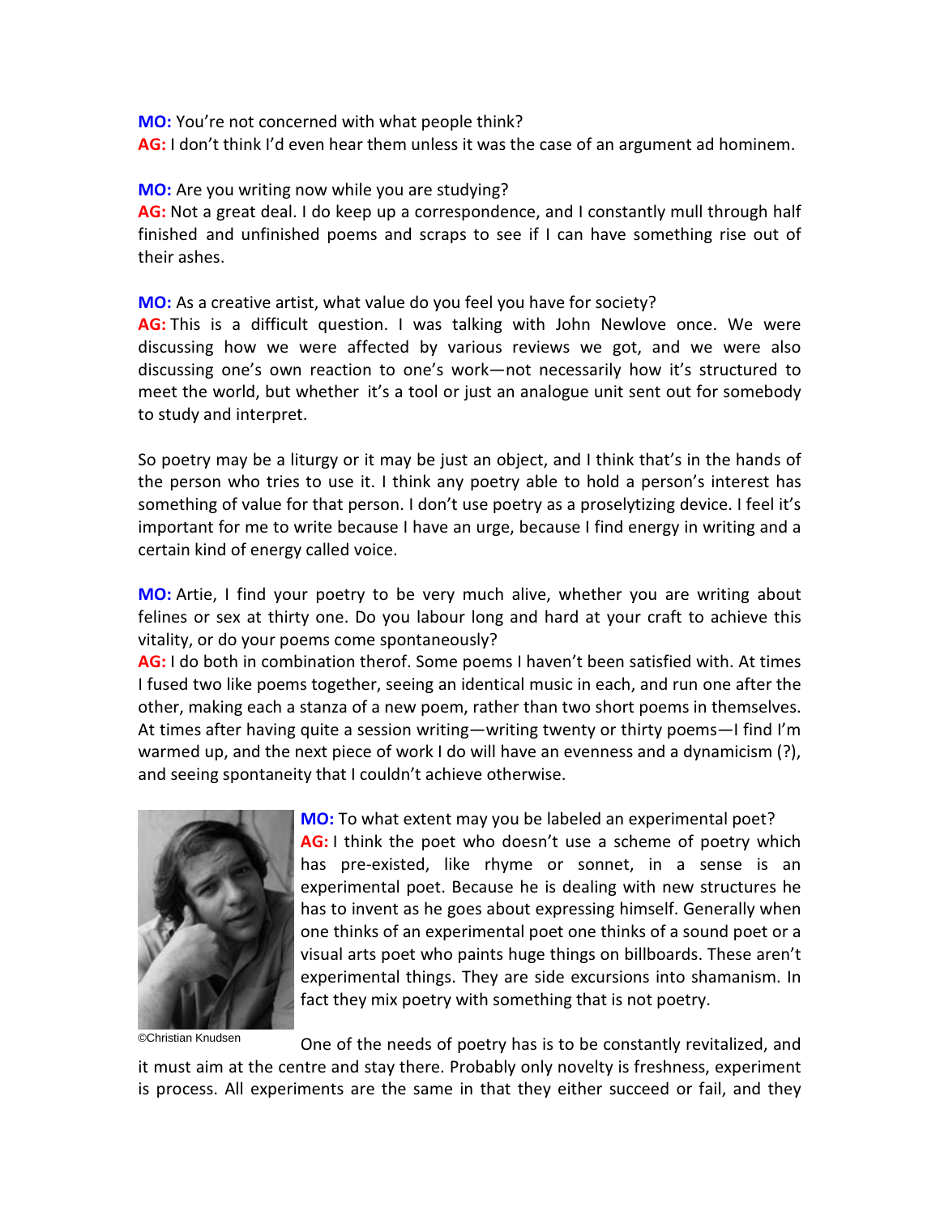**MO:** You're not concerned with what people think?
**AG:** I don't think I'd even hear them unless it was the case of an argument ad hominem.

**MO:** Are you writing now while you are studying?
**AG:** Not a great deal. I do keep up a correspondence, and I constantly mull through half finished and unfinished poems and scraps to see if I can have something rise out of their ashes.

**MO:** As a creative artist, what value do you feel you have for society?
**AG:** This is a difficult question. I was talking with John Newlove once. We were discussing how we were affected by various reviews we got, and we were also discussing one's own reaction to one's work—not necessarily how it's structured to meet the world, but whether it's a tool or just an analogue unit sent out for somebody to study and interpret.

So poetry may be a liturgy or it may be just an object, and I think that's in the hands of the person who tries to use it. I think any poetry able to hold a person's interest has something of value for that person. I don't use poetry as a proselytizing device. I feel it's important for me to write because I have an urge, because I find energy in writing and a certain kind of energy called voice.

**MO:** Artie, I find your poetry to be very much alive, whether you are writing about felines or sex at thirty one. Do you labour long and hard at your craft to achieve this vitality, or do your poems come spontaneously?
**AG:** I do both in combination therof. Some poems I haven't been satisfied with. At times I fused two like poems together, seeing an identical music in each, and run one after the other, making each a stanza of a new poem, rather than two short poems in themselves. At times after having quite a session writing—writing twenty or thirty poems—I find I'm warmed up, and the next piece of work I do will have an evenness and a dynamicism (?), and seeing spontaneity that I couldn't achieve otherwise.

©Christian Knudsen

**MO:** To what extent may you be labeled an experimental poet?
**AG:** I think the poet who doesn't use a scheme of poetry which has pre-existed, like rhyme or sonnet, in a sense is an experimental poet. Because he is dealing with new structures he has to invent as he goes about expressing himself. Generally when one thinks of an experimental poet one thinks of a sound poet or a visual arts poet who paints huge things on billboards. These aren't experimental things. They are side excursions into shamanism. In fact they mix poetry with something that is not poetry.

One of the needs of poetry has is to be constantly revitalized, and it must aim at the centre and stay there. Probably only novelty is freshness, experiment is process. All experiments are the same in that they either succeed or fail, and they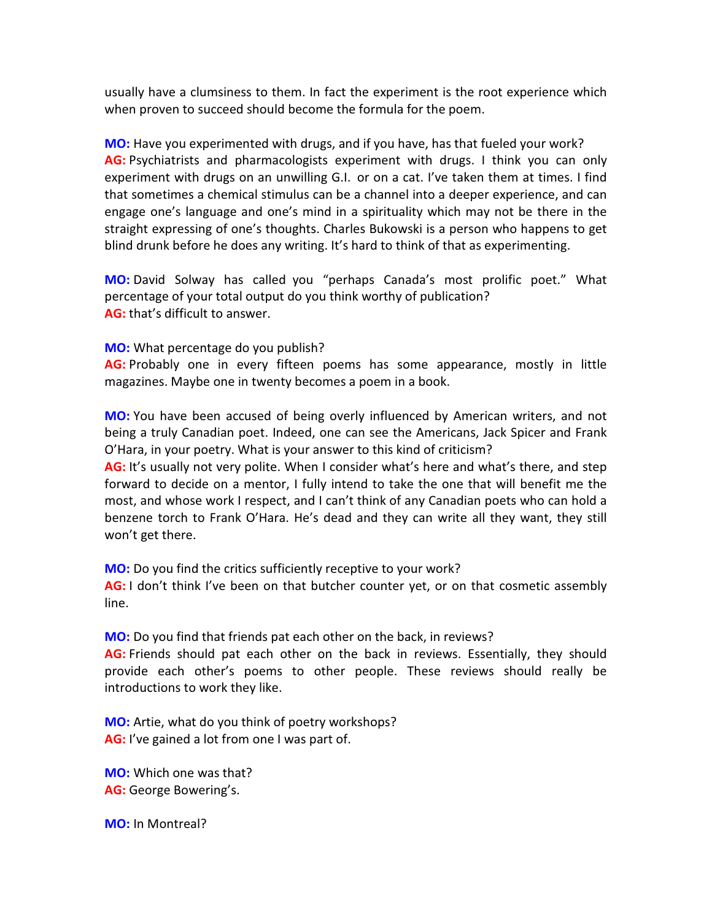usually have a clumsiness to them. In fact the experiment is the root experience which when proven to succeed should become the formula for the poem.

**MO:** Have you experimented with drugs, and if you have, has that fueled your work?
**AG:** Psychiatrists and pharmacologists experiment with drugs. I think you can only experiment with drugs on an unwilling G.I. or on a cat. I've taken them at times. I find that sometimes a chemical stimulus can be a channel into a deeper experience, and can engage one's language and one's mind in a spirituality which may not be there in the straight expressing of one's thoughts. Charles Bukowski is a person who happens to get blind drunk before he does any writing. It's hard to think of that as experimenting.

**MO:** David Solway has called you "perhaps Canada's most prolific poet." What percentage of your total output do you think worthy of publication?
**AG:** that's difficult to answer.

**MO:** What percentage do you publish?
**AG:** Probably one in every fifteen poems has some appearance, mostly in little magazines. Maybe one in twenty becomes a poem in a book.

**MO:** You have been accused of being overly influenced by American writers, and not being a truly Canadian poet. Indeed, one can see the Americans, Jack Spicer and Frank O'Hara, in your poetry. What is your answer to this kind of criticism?
**AG:** It's usually not very polite. When I consider what's here and what's there, and step forward to decide on a mentor, I fully intend to take the one that will benefit me the most, and whose work I respect, and I can't think of any Canadian poets who can hold a benzene torch to Frank O'Hara. He's dead and they can write all they want, they still won't get there.

**MO:** Do you find the critics sufficiently receptive to your work?
**AG:** I don't think I've been on that butcher counter yet, or on that cosmetic assembly line.

**MO:** Do you find that friends pat each other on the back, in reviews?
**AG:** Friends should pat each other on the back in reviews. Essentially, they should provide each other's poems to other people. These reviews should really be introductions to work they like.

**MO:** Artie, what do you think of poetry workshops?
**AG:** I've gained a lot from one I was part of.

**MO:** Which one was that?
**AG:** George Bowering's.

**MO:** In Montreal?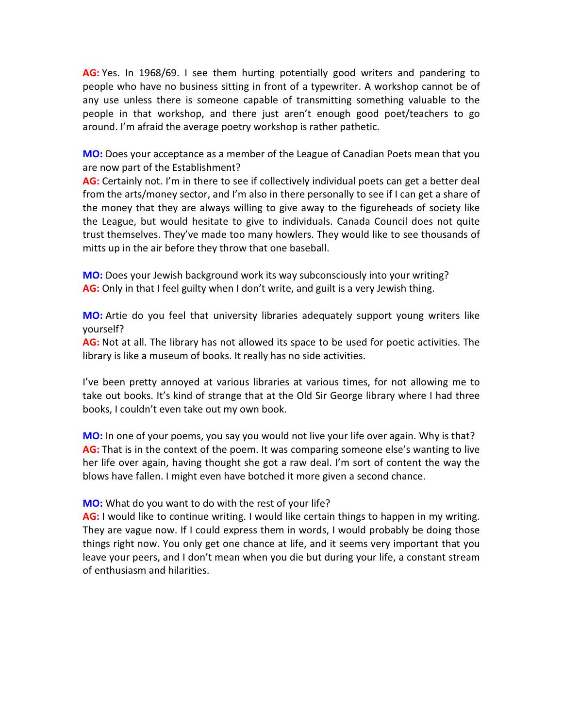**AG:** Yes. In 1968/69. I see them hurting potentially good writers and pandering to people who have no business sitting in front of a typewriter. A workshop cannot be of any use unless there is someone capable of transmitting something valuable to the people in that workshop, and there just aren't enough good poet/teachers to go around. I'm afraid the average poetry workshop is rather pathetic.

**MO:** Does your acceptance as a member of the League of Canadian Poets mean that you are now part of the Establishment?
**AG:** Certainly not. I'm in there to see if collectively individual poets can get a better deal from the arts/money sector, and I'm also in there personally to see if I can get a share of the money that they are always willing to give away to the figureheads of society like the League, but would hesitate to give to individuals. Canada Council does not quite trust themselves. They've made too many howlers. They would like to see thousands of mitts up in the air before they throw that one baseball.

**MO:** Does your Jewish background work its way subconsciously into your writing?
**AG:** Only in that I feel guilty when I don't write, and guilt is a very Jewish thing.

**MO:** Artie do you feel that university libraries adequately support young writers like yourself?
**AG:** Not at all. The library has not allowed its space to be used for poetic activities. The library is like a museum of books. It really has no side activities.

I've been pretty annoyed at various libraries at various times, for not allowing me to take out books. It's kind of strange that at the Old Sir George library where I had three books, I couldn't even take out my own book.

**MO:** In one of your poems, you say you would not live your life over again. Why is that?
**AG:** That is in the context of the poem. It was comparing someone else's wanting to live her life over again, having thought she got a raw deal. I'm sort of content the way the blows have fallen. I might even have botched it more given a second chance.

**MO:** What do you want to do with the rest of your life?
**AG:** I would like to continue writing. I would like certain things to happen in my writing. They are vague now. If I could express them in words, I would probably be doing those things right now. You only get one chance at life, and it seems very important that you leave your peers, and I don't mean when you die but during your life, a constant stream of enthusiasm and hilarities.